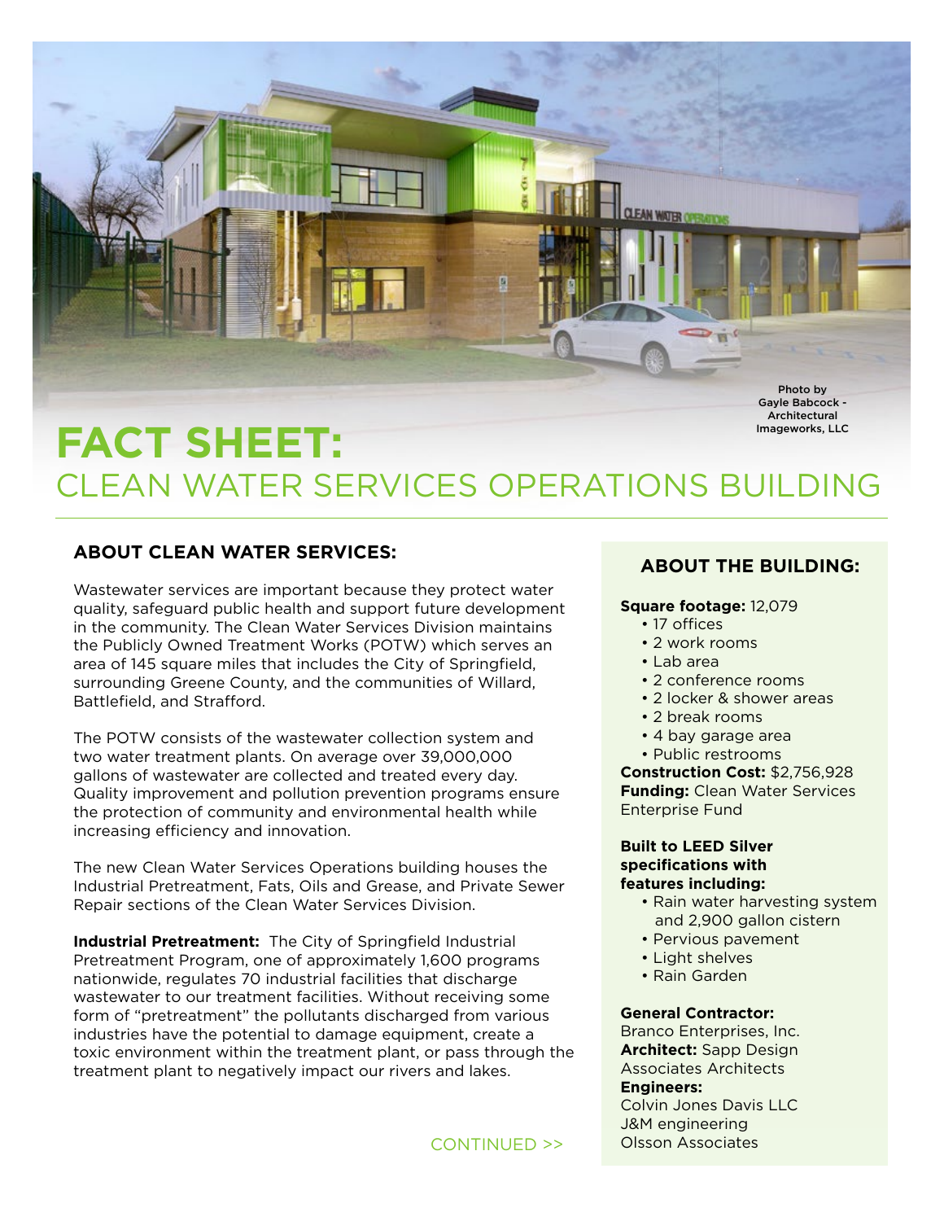Photo by Gayle Babcock - Architectural Imageworks, LLC

# FACT SHEET:

# CLEAN WATER SERVICES OPERATIONS BUILDING

## ABOUT CLEAN WATER SERVICES:

Wastewater services are important because they protect water quality, safeguard public health and support future development in the community. The Clean Water Services Division maintains the Publicly Owned Treatment Works (POTW) which serves an area of 145 square miles that includes the City of Springfield, surrounding Greene County, and the communities of Willard, Battlefield, and Strafford.

The POTW consists of the wastewater collection system and two water treatment plants. On average over 39,000,000 gallons of wastewater are collected and treated every day. Quality improvement and pollution prevention programs ensure the protection of community and environmental health while increasing efficiency and innovation.

The new Clean Water Services Operations building houses the Industrial Pretreatment, Fats, Oils and Grease, and Private Sewer Repair sections of the Clean Water Services Division.

**Industrial Pretreatment:** The City of Springfield Industrial Pretreatment Program, one of approximately 1,600 programs nationwide, regulates 70 industrial facilities that discharge wastewater to our treatment facilities. Without receiving some form of "pretreatment" the pollutants discharged from various industries have the potential to damage equipment, create a toxic environment within the treatment plant, or pass through the treatment plant to negatively impact our rivers and lakes.

CONTINUED >>

## ABOUT THE BUILDING:

**Square footage:** 12,079

- 17 offices
- 2 work rooms
- Lab area
- 2 conference rooms
- 2 locker & shower areas
- 2 break rooms
- 4 bay garage area
- Public restrooms

**Construction Cost:** $2,756,928
**Funding:** Clean Water Services Enterprise Fund

**Built to LEED Silver specifications with features including:**

- Rain water harvesting system and 2,900 gallon cistern
- Pervious pavement
- Light shelves
- Rain Garden

**General Contractor:**
Branco Enterprises, Inc.
**Architect:** Sapp Design Associates Architects
**Engineers:**
Colvin Jones Davis LLC
J&M engineering
Olsson Associates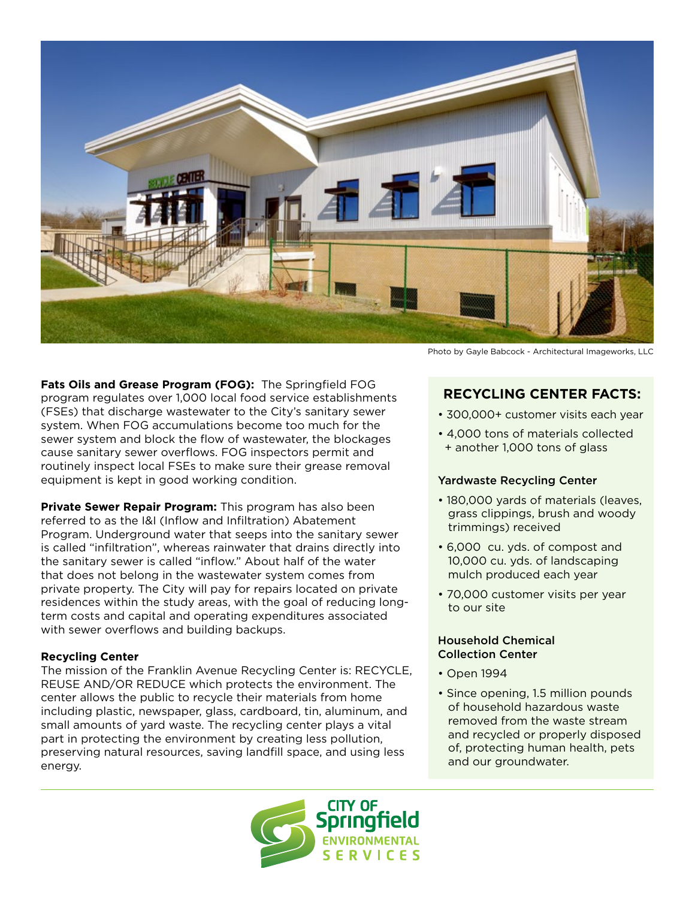Photo by Gayle Babcock - Architectural Imageworks, LLC

**Fats Oils and Grease Program (FOG):** The Springfield FOG program regulates over 1,000 local food service establishments (FSEs) that discharge wastewater to the City's sanitary sewer system. When FOG accumulations become too much for the sewer system and block the flow of wastewater, the blockages cause sanitary sewer overflows. FOG inspectors permit and routinely inspect local FSEs to make sure their grease removal equipment is kept in good working condition.

**Private Sewer Repair Program:** This program has also been referred to as the I&I (Inflow and Infiltration) Abatement Program. Underground water that seeps into the sanitary sewer is called "infiltration", whereas rainwater that drains directly into the sanitary sewer is called "inflow." About half of the water that does not belong in the wastewater system comes from private property. The City will pay for repairs located on private residences within the study areas, with the goal of reducing long-term costs and capital and operating expenditures associated with sewer overflows and building backups.

**Recycling Center**

The mission of the Franklin Avenue Recycling Center is: RECYCLE, REUSE AND/OR REDUCE which protects the environment. The center allows the public to recycle their materials from home including plastic, newspaper, glass, cardboard, tin, aluminum, and small amounts of yard waste. The recycling center plays a vital part in protecting the environment by creating less pollution, preserving natural resources, saving landfill space, and using less energy.

## RECYCLING CENTER FACTS:

- 300,000+ customer visits each year
- 4,000 tons of materials collected + another 1,000 tons of glass

### Yardwaste Recycling Center

- 180,000 yards of materials (leaves, grass clippings, brush and woody trimmings) received
- 6,000 cu. yds. of compost and 10,000 cu. yds. of landscaping mulch produced each year
- 70,000 customer visits per year to our site

### Household Chemical Collection Center

- Open 1994
- Since opening, 1.5 million pounds of household hazardous waste removed from the waste stream and recycled or properly disposed of, protecting human health, pets and our groundwater.

CITY OF Springfield ENVIRONMENTAL SERVICES